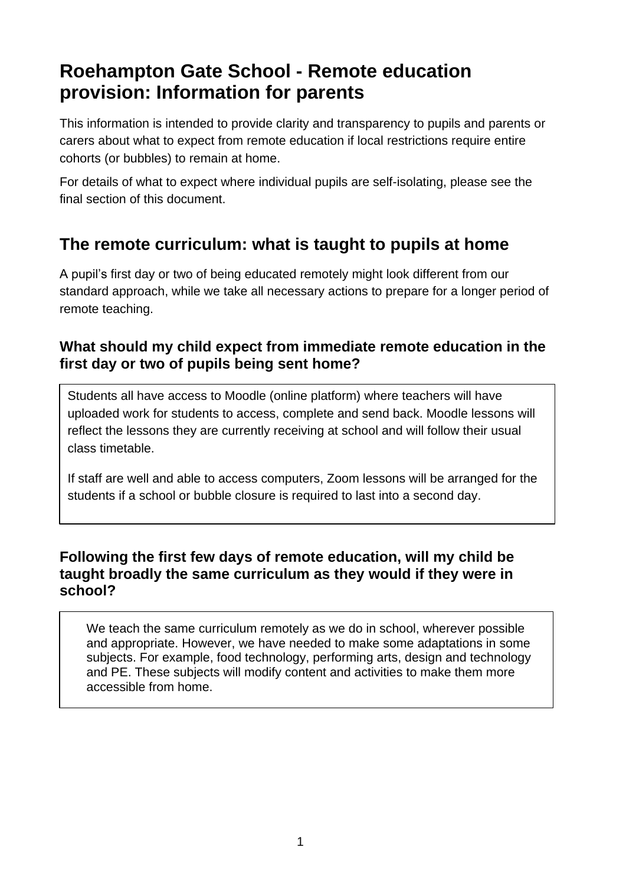# Roehampton Gate School - Remote education provision: Information for parents

This information is intended to provide clarity and transparency to pupils and parents or carers about what to expect from remote education if local restrictions require entire cohorts (or bubbles) to remain at home.

For details of what to expect where individual pupils are self-isolating, please see the final section of this document.

## The remote curriculum: what is taught to pupils at home

A pupil's first day or two of being educated remotely might look different from our standard approach, while we take all necessary actions to prepare for a longer period of remote teaching.

### What should my child expect from immediate remote education in the first day or two of pupils being sent home?

Students all have access to Moodle (online platform) where teachers will have uploaded work for students to access, complete and send back. Moodle lessons will reflect the lessons they are currently receiving at school and will follow their usual class timetable.

If staff are well and able to access computers, Zoom lessons will be arranged for the students if a school or bubble closure is required to last into a second day.

### Following the first few days of remote education, will my child be taught broadly the same curriculum as they would if they were in school?

We teach the same curriculum remotely as we do in school, wherever possible and appropriate. However, we have needed to make some adaptations in some subjects. For example, food technology, performing arts, design and technology and PE. These subjects will modify content and activities to make them more accessible from home.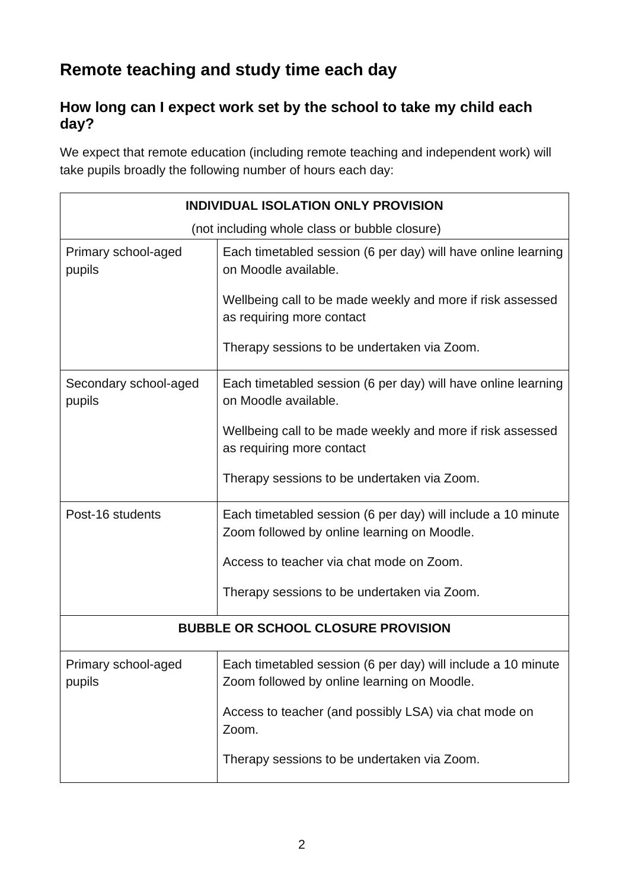## Remote teaching and study time each day

### How long can I expect work set by the school to take my child each day?

We expect that remote education (including remote teaching and independent work) will take pupils broadly the following number of hours each day:

| **INDIVIDUAL ISOLATION ONLY PROVISION** (not including whole class or bubble closure) | |
|---|---|
| Primary school-aged pupils | Each timetabled session (6 per day) will have online learning on Moodle available.<br><br>Wellbeing call to be made weekly and more if risk assessed as requiring more contact<br><br>Therapy sessions to be undertaken via Zoom. |
| Secondary school-aged pupils | Each timetabled session (6 per day) will have online learning on Moodle available.<br><br>Wellbeing call to be made weekly and more if risk assessed as requiring more contact<br><br>Therapy sessions to be undertaken via Zoom. |
| Post-16 students | Each timetabled session (6 per day) will include a 10 minute Zoom followed by online learning on Moodle.<br><br>Access to teacher via chat mode on Zoom.<br><br>Therapy sessions to be undertaken via Zoom. |
| **BUBBLE OR SCHOOL CLOSURE PROVISION** | |
| Primary school-aged pupils | Each timetabled session (6 per day) will include a 10 minute Zoom followed by online learning on Moodle.<br><br>Access to teacher (and possibly LSA) via chat mode on Zoom.<br><br>Therapy sessions to be undertaken via Zoom. |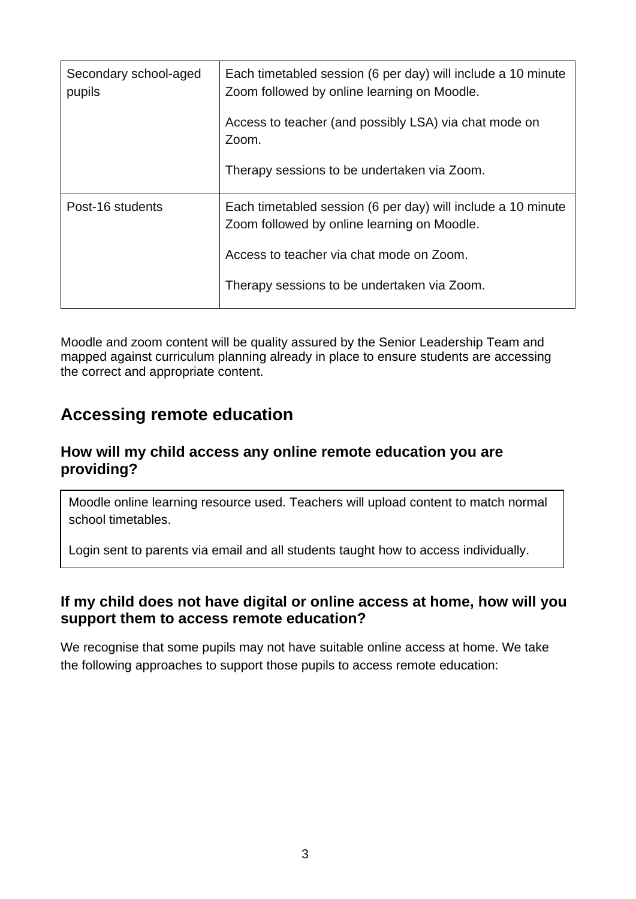| Secondary school-aged pupils | Each timetabled session (6 per day) will include a 10 minute Zoom followed by online learning on Moodle.<br><br>Access to teacher (and possibly LSA) via chat mode on Zoom.<br><br>Therapy sessions to be undertaken via Zoom. |
|---|---|
| Post-16 students | Each timetabled session (6 per day) will include a 10 minute Zoom followed by online learning on Moodle.<br><br>Access to teacher via chat mode on Zoom.<br><br>Therapy sessions to be undertaken via Zoom. |

Moodle and zoom content will be quality assured by the Senior Leadership Team and mapped against curriculum planning already in place to ensure students are accessing the correct and appropriate content.

## Accessing remote education

### How will my child access any online remote education you are providing?

Moodle online learning resource used. Teachers will upload content to match normal school timetables.

Login sent to parents via email and all students taught how to access individually.

### If my child does not have digital or online access at home, how will you support them to access remote education?

We recognise that some pupils may not have suitable online access at home. We take the following approaches to support those pupils to access remote education: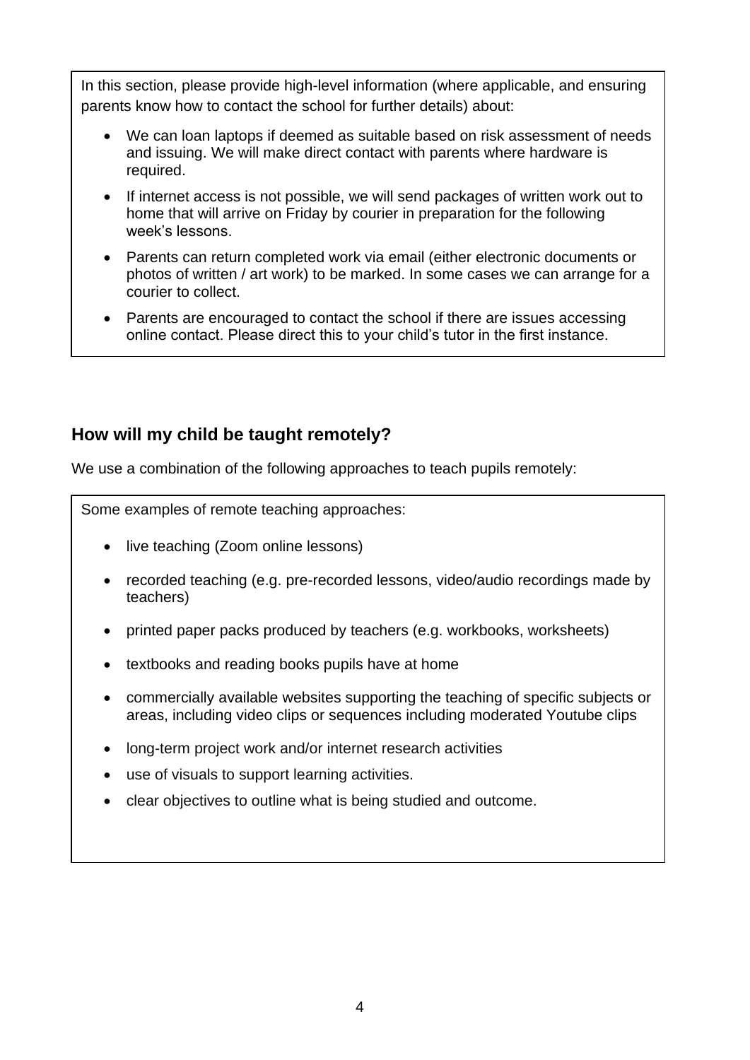In this section, please provide high-level information (where applicable, and ensuring parents know how to contact the school for further details) about:

- We can loan laptops if deemed as suitable based on risk assessment of needs and issuing. We will make direct contact with parents where hardware is required.
- If internet access is not possible, we will send packages of written work out to home that will arrive on Friday by courier in preparation for the following week's lessons.
- Parents can return completed work via email (either electronic documents or photos of written / art work) to be marked. In some cases we can arrange for a courier to collect.
- Parents are encouraged to contact the school if there are issues accessing online contact. Please direct this to your child's tutor in the first instance.

## How will my child be taught remotely?

We use a combination of the following approaches to teach pupils remotely:

Some examples of remote teaching approaches:

- live teaching (Zoom online lessons)
- recorded teaching (e.g. pre-recorded lessons, video/audio recordings made by teachers)
- printed paper packs produced by teachers (e.g. workbooks, worksheets)
- textbooks and reading books pupils have at home
- commercially available websites supporting the teaching of specific subjects or areas, including video clips or sequences including moderated Youtube clips
- long-term project work and/or internet research activities
- use of visuals to support learning activities.
- clear objectives to outline what is being studied and outcome.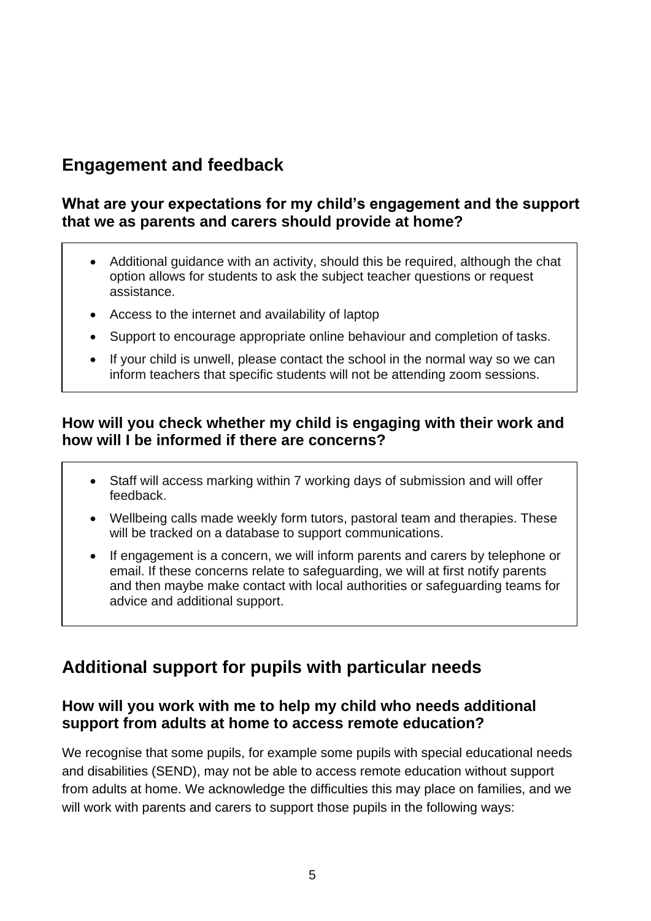## Engagement and feedback

### What are your expectations for my child's engagement and the support that we as parents and carers should provide at home?

- Additional guidance with an activity, should this be required, although the chat option allows for students to ask the subject teacher questions or request assistance.
- Access to the internet and availability of laptop
- Support to encourage appropriate online behaviour and completion of tasks.
- If your child is unwell, please contact the school in the normal way so we can inform teachers that specific students will not be attending zoom sessions.

### How will you check whether my child is engaging with their work and how will I be informed if there are concerns?

- Staff will access marking within 7 working days of submission and will offer feedback.
- Wellbeing calls made weekly form tutors, pastoral team and therapies. These will be tracked on a database to support communications.
- If engagement is a concern, we will inform parents and carers by telephone or email. If these concerns relate to safeguarding, we will at first notify parents and then maybe make contact with local authorities or safeguarding teams for advice and additional support.

## Additional support for pupils with particular needs

### How will you work with me to help my child who needs additional support from adults at home to access remote education?

We recognise that some pupils, for example some pupils with special educational needs and disabilities (SEND), may not be able to access remote education without support from adults at home. We acknowledge the difficulties this may place on families, and we will work with parents and carers to support those pupils in the following ways: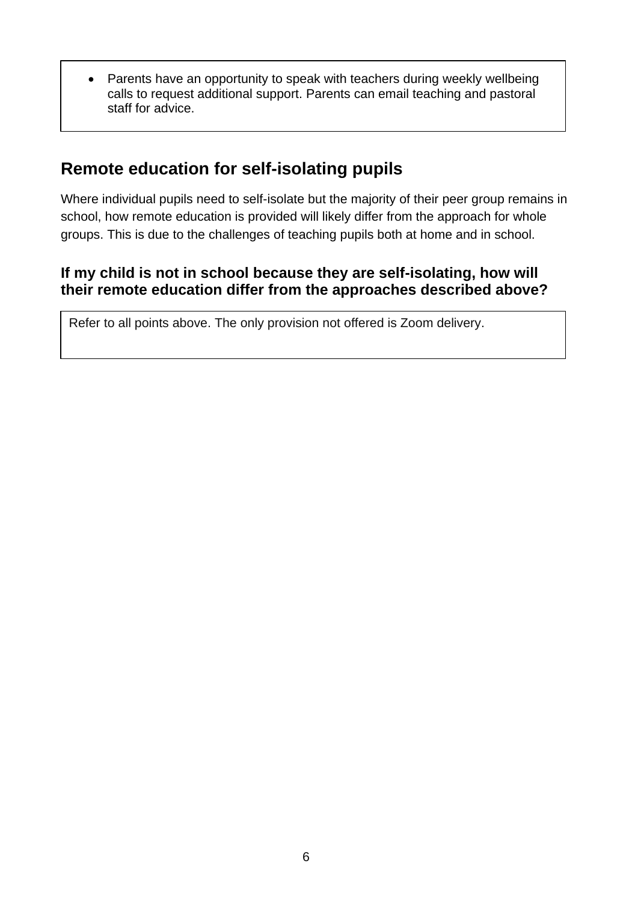- Parents have an opportunity to speak with teachers during weekly wellbeing calls to request additional support. Parents can email teaching and pastoral staff for advice.

## Remote education for self-isolating pupils

Where individual pupils need to self-isolate but the majority of their peer group remains in school, how remote education is provided will likely differ from the approach for whole groups. This is due to the challenges of teaching pupils both at home and in school.

### If my child is not in school because they are self-isolating, how will their remote education differ from the approaches described above?

Refer to all points above. The only provision not offered is Zoom delivery.